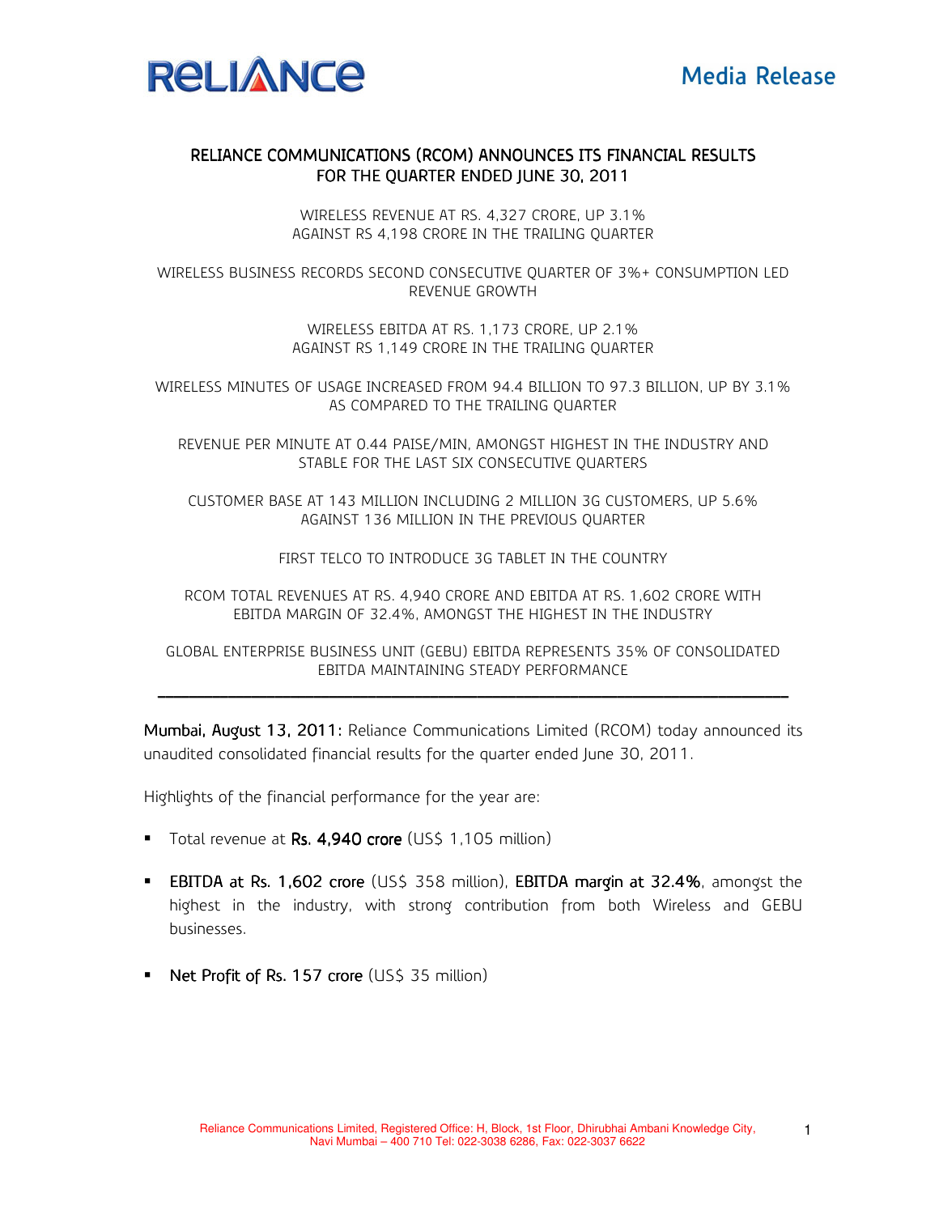RELIANCE

Media Release

# RELIANCE COMMUNICATIONS (RCOM) ANNOUNCES ITS FINANCIAL RESULTS FOR THE QUARTER ENDED JUNE 30, 2011

WIRELESS REVENUE AT RS. 4,327 CRORE, UP 3.1% AGAINST RS 4,198 CRORE IN THE TRAILING QUARTER

WIRELESS BUSINESS RECORDS SECOND CONSECUTIVE QUARTER OF 3%+ CONSUMPTION LED REVENUE GROWTH

WIRELESS EBITDA AT RS. 1,173 CRORE, UP 2.1% AGAINST RS 1,149 CRORE IN THE TRAILING QUARTER

WIRELESS MINUTES OF USAGE INCREASED FROM 94.4 BILLION TO 97.3 BILLION, UP BY 3.1% AS COMPARED TO THE TRAILING QUARTER

REVENUE PER MINUTE AT 0.44 PAISE/MIN, AMONGST HIGHEST IN THE INDUSTRY AND STABLE FOR THE LAST SIX CONSECUTIVE QUARTERS

CUSTOMER BASE AT 143 MILLION INCLUDING 2 MILLION 3G CUSTOMERS, UP 5.6% AGAINST 136 MILLION IN THE PREVIOUS QUARTER

FIRST TELCO TO INTRODUCE 3G TABLET IN THE COUNTRY

RCOM TOTAL REVENUES AT RS. 4,940 CRORE AND EBITDA AT RS. 1,602 CRORE WITH EBITDA MARGIN OF 32.4%, AMONGST THE HIGHEST IN THE INDUSTRY

GLOBAL ENTERPRISE BUSINESS UNIT (GEBU) EBITDA REPRESENTS 35% OF CONSOLIDATED EBITDA MAINTAINING STEADY PERFORMANCE

---

**Mumbai, August 13, 2011:** Reliance Communications Limited (RCOM) today announced its unaudited consolidated financial results for the quarter ended June 30, 2011.

Highlights of the financial performance for the year are:

- Total revenue at **Rs. 4,940 crore** (US$ 1,105 million)
- **EBITDA at Rs. 1,602 crore** (US$ 358 million), **EBITDA margin at 32.4%**, amongst the highest in the industry, with strong contribution from both Wireless and GEBU businesses.
- **Net Profit of Rs. 157 crore** (US$ 35 million)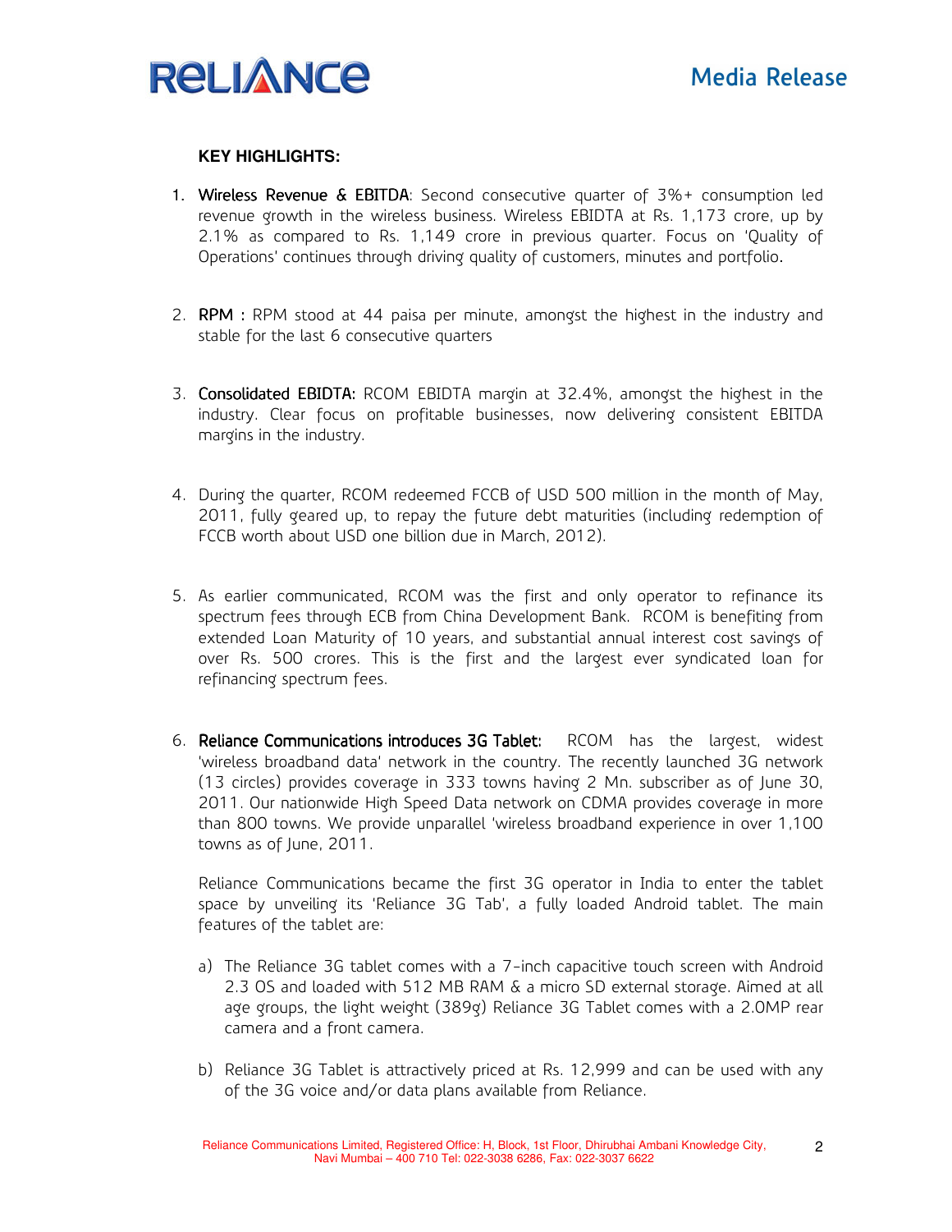**KEY HIGHLIGHTS:**

1. **Wireless Revenue & EBITDA**: Second consecutive quarter of 3%+ consumption led revenue growth in the wireless business. Wireless EBIDTA at Rs. 1,173 crore, up by 2.1% as compared to Rs. 1,149 crore in previous quarter. Focus on 'Quality of Operations' continues through driving quality of customers, minutes and portfolio.

2. **RPM** : RPM stood at 44 paisa per minute, amongst the highest in the industry and stable for the last 6 consecutive quarters

3. **Consolidated EBIDTA:** RCOM EBIDTA margin at 32.4%, amongst the highest in the industry. Clear focus on profitable businesses, now delivering consistent EBITDA margins in the industry.

4. During the quarter, RCOM redeemed FCCB of USD 500 million in the month of May, 2011, fully geared up, to repay the future debt maturities (including redemption of FCCB worth about USD one billion due in March, 2012).

5. As earlier communicated, RCOM was the first and only operator to refinance its spectrum fees through ECB from China Development Bank. RCOM is benefiting from extended Loan Maturity of 10 years, and substantial annual interest cost savings of over Rs. 500 crores. This is the first and the largest ever syndicated loan for refinancing spectrum fees.

6. **Reliance Communications introduces 3G Tablet:** RCOM has the largest, widest 'wireless broadband data' network in the country. The recently launched 3G network (13 circles) provides coverage in 333 towns having 2 Mn. subscriber as of June 30, 2011. Our nationwide High Speed Data network on CDMA provides coverage in more than 800 towns. We provide unparallel 'wireless broadband experience in over 1,100 towns as of June, 2011.

   Reliance Communications became the first 3G operator in India to enter the tablet space by unveiling its 'Reliance 3G Tab', a fully loaded Android tablet. The main features of the tablet are:

   a) The Reliance 3G tablet comes with a 7-inch capacitive touch screen with Android 2.3 OS and loaded with 512 MB RAM & a micro SD external storage. Aimed at all age groups, the light weight (389g) Reliance 3G Tablet comes with a 2.0MP rear camera and a front camera.

   b) Reliance 3G Tablet is attractively priced at Rs. 12,999 and can be used with any of the 3G voice and/or data plans available from Reliance.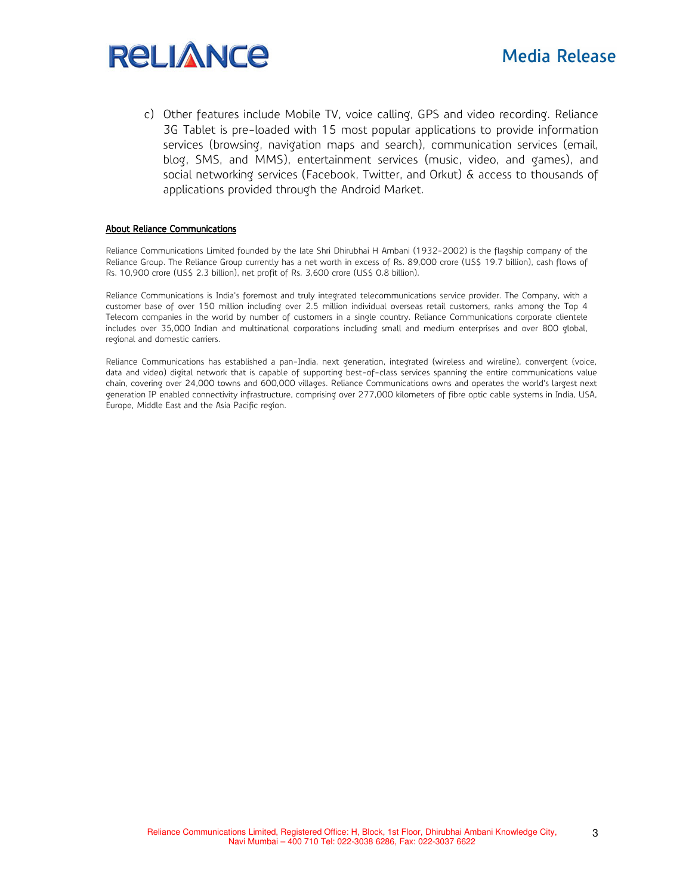c) Other features include Mobile TV, voice calling, GPS and video recording. Reliance 3G Tablet is pre-loaded with 15 most popular applications to provide information services (browsing, navigation maps and search), communication services (email, blog, SMS, and MMS), entertainment services (music, video, and games), and social networking services (Facebook, Twitter, and Orkut) & access to thousands of applications provided through the Android Market.

**About Reliance Communications**

Reliance Communications Limited founded by the late Shri Dhirubhai H Ambani (1932-2002) is the flagship company of the Reliance Group. The Reliance Group currently has a net worth in excess of Rs. 89,000 crore (US$ 19.7 billion), cash flows of Rs. 10,900 crore (US$ 2.3 billion), net profit of Rs. 3,600 crore (US$ 0.8 billion).

Reliance Communications is India's foremost and truly integrated telecommunications service provider. The Company, with a customer base of over 150 million including over 2.5 million individual overseas retail customers, ranks among the Top 4 Telecom companies in the world by number of customers in a single country. Reliance Communications corporate clientele includes over 35,000 Indian and multinational corporations including small and medium enterprises and over 800 global, regional and domestic carriers.

Reliance Communications has established a pan-India, next generation, integrated (wireless and wireline), convergent (voice, data and video) digital network that is capable of supporting best-of-class services spanning the entire communications value chain, covering over 24,000 towns and 600,000 villages. Reliance Communications owns and operates the world's largest next generation IP enabled connectivity infrastructure, comprising over 277,000 kilometers of fibre optic cable systems in India, USA, Europe, Middle East and the Asia Pacific region.